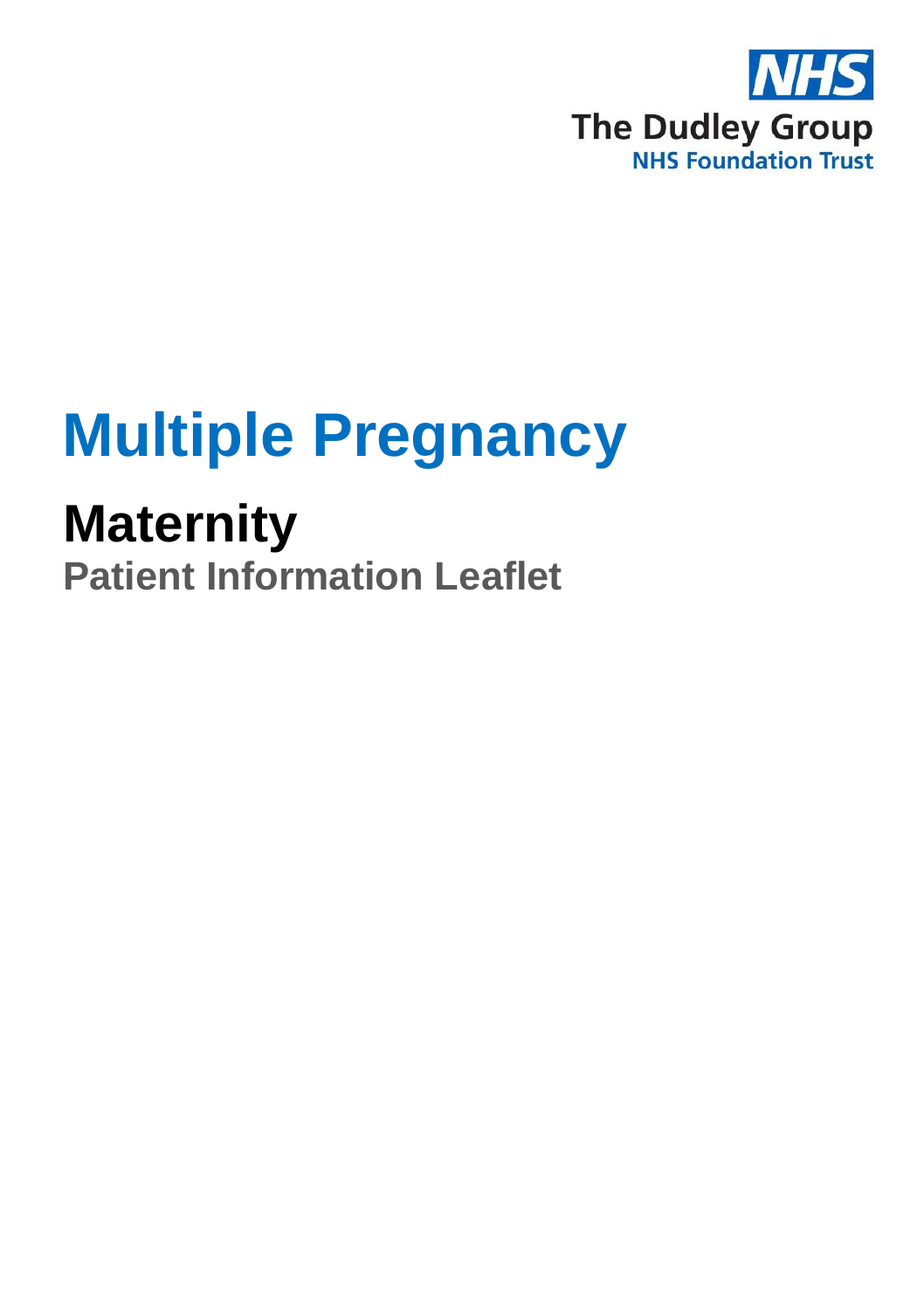NHS
The Dudley Group
NHS Foundation Trust

# Multiple Pregnancy

## Maternity

### Patient Information Leaflet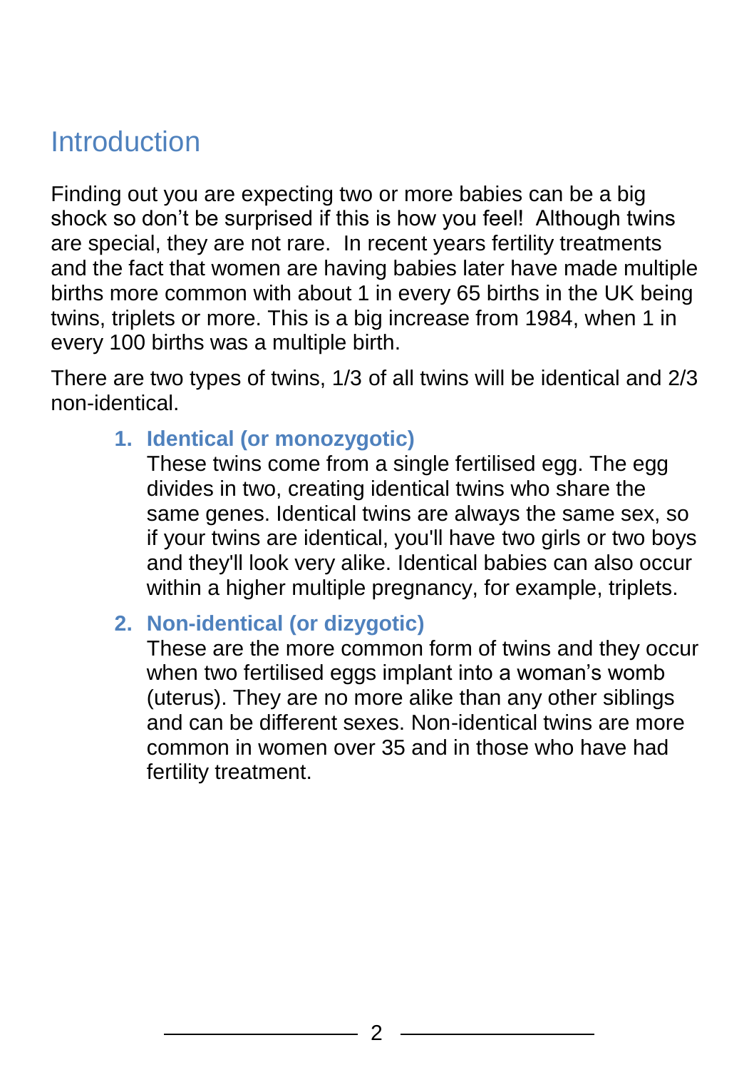## Introduction

Finding out you are expecting two or more babies can be a big shock so don't be surprised if this is how you feel! Although twins are special, they are not rare. In recent years fertility treatments and the fact that women are having babies later have made multiple births more common with about 1 in every 65 births in the UK being twins, triplets or more. This is a big increase from 1984, when 1 in every 100 births was a multiple birth.

There are two types of twins, 1/3 of all twins will be identical and 2/3 non-identical.

1. **Identical (or monozygotic)**
   These twins come from a single fertilised egg. The egg divides in two, creating identical twins who share the same genes. Identical twins are always the same sex, so if your twins are identical, you'll have two girls or two boys and they'll look very alike. Identical babies can also occur within a higher multiple pregnancy, for example, triplets.

2. **Non-identical (or dizygotic)**
   These are the more common form of twins and they occur when two fertilised eggs implant into a woman's womb (uterus). They are no more alike than any other siblings and can be different sexes. Non-identical twins are more common in women over 35 and in those who have had fertility treatment.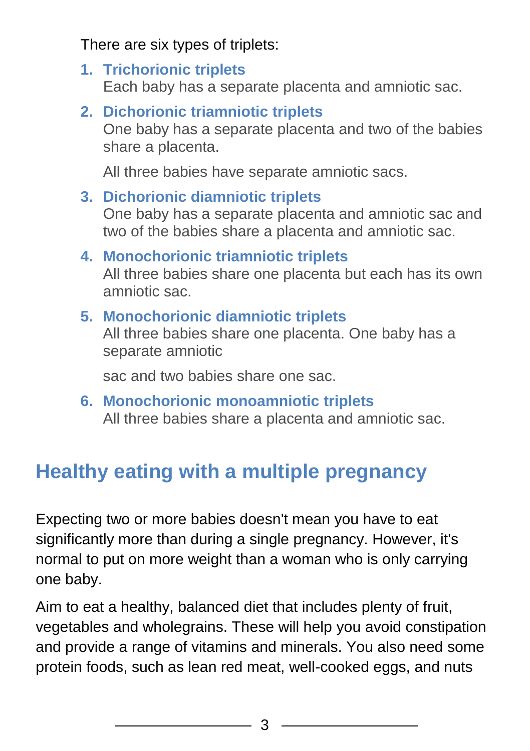There are six types of triplets:

1. **Trichorionic triplets**
   Each baby has a separate placenta and amniotic sac.
2. **Dichorionic triamniotic triplets**
   One baby has a separate placenta and two of the babies share a placenta.

   All three babies have separate amniotic sacs.
3. **Dichorionic diamniotic triplets**
   One baby has a separate placenta and amniotic sac and two of the babies share a placenta and amniotic sac.
4. **Monochorionic triamniotic triplets**
   All three babies share one placenta but each has its own amniotic sac.
5. **Monochorionic diamniotic triplets**
   All three babies share one placenta. One baby has a separate amniotic

   sac and two babies share one sac.
6. **Monochorionic monoamniotic triplets**
   All three babies share a placenta and amniotic sac.

## Healthy eating with a multiple pregnancy

Expecting two or more babies doesn't mean you have to eat significantly more than during a single pregnancy. However, it's normal to put on more weight than a woman who is only carrying one baby.

Aim to eat a healthy, balanced diet that includes plenty of fruit, vegetables and wholegrains. These will help you avoid constipation and provide a range of vitamins and minerals. You also need some protein foods, such as lean red meat, well-cooked eggs, and nuts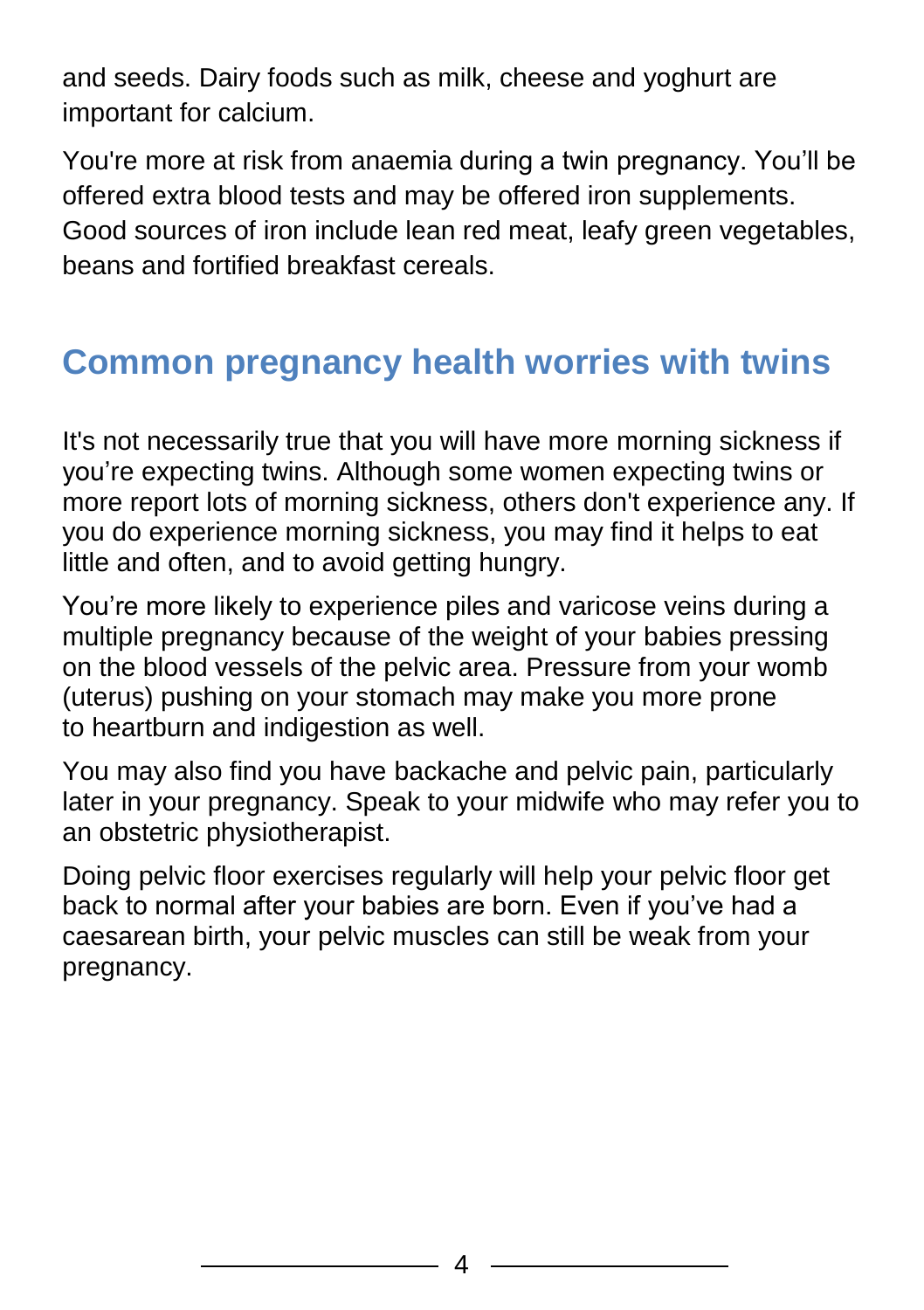and seeds. Dairy foods such as milk, cheese and yoghurt are important for calcium.

You're more at risk from anaemia during a twin pregnancy. You'll be offered extra blood tests and may be offered iron supplements. Good sources of iron include lean red meat, leafy green vegetables, beans and fortified breakfast cereals.

## Common pregnancy health worries with twins

It's not necessarily true that you will have more morning sickness if you're expecting twins. Although some women expecting twins or more report lots of morning sickness, others don't experience any. If you do experience morning sickness, you may find it helps to eat little and often, and to avoid getting hungry.

You're more likely to experience piles and varicose veins during a multiple pregnancy because of the weight of your babies pressing on the blood vessels of the pelvic area. Pressure from your womb (uterus) pushing on your stomach may make you more prone to heartburn and indigestion as well.

You may also find you have backache and pelvic pain, particularly later in your pregnancy. Speak to your midwife who may refer you to an obstetric physiotherapist.

Doing pelvic floor exercises regularly will help your pelvic floor get back to normal after your babies are born. Even if you've had a caesarean birth, your pelvic muscles can still be weak from your pregnancy.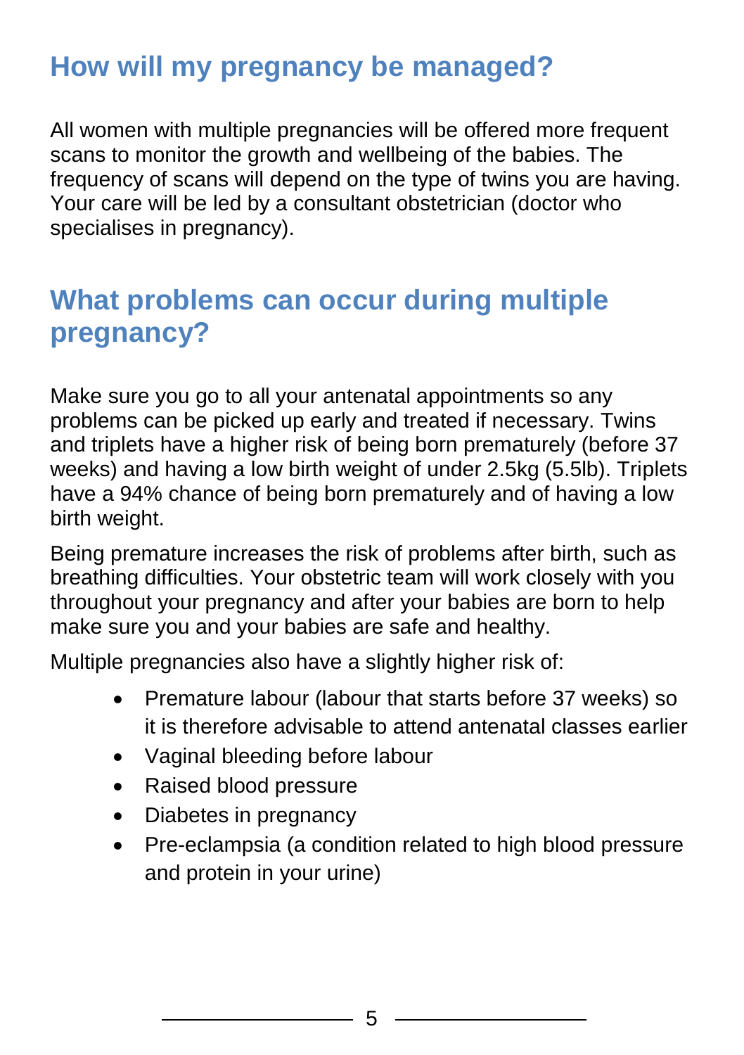## How will my pregnancy be managed?

All women with multiple pregnancies will be offered more frequent scans to monitor the growth and wellbeing of the babies. The frequency of scans will depend on the type of twins you are having. Your care will be led by a consultant obstetrician (doctor who specialises in pregnancy).

## What problems can occur during multiple pregnancy?

Make sure you go to all your antenatal appointments so any problems can be picked up early and treated if necessary. Twins and triplets have a higher risk of being born prematurely (before 37 weeks) and having a low birth weight of under 2.5kg (5.5lb). Triplets have a 94% chance of being born prematurely and of having a low birth weight.

Being premature increases the risk of problems after birth, such as breathing difficulties. Your obstetric team will work closely with you throughout your pregnancy and after your babies are born to help make sure you and your babies are safe and healthy.

Multiple pregnancies also have a slightly higher risk of:

- Premature labour (labour that starts before 37 weeks) so it is therefore advisable to attend antenatal classes earlier
- Vaginal bleeding before labour
- Raised blood pressure
- Diabetes in pregnancy
- Pre-eclampsia (a condition related to high blood pressure and protein in your urine)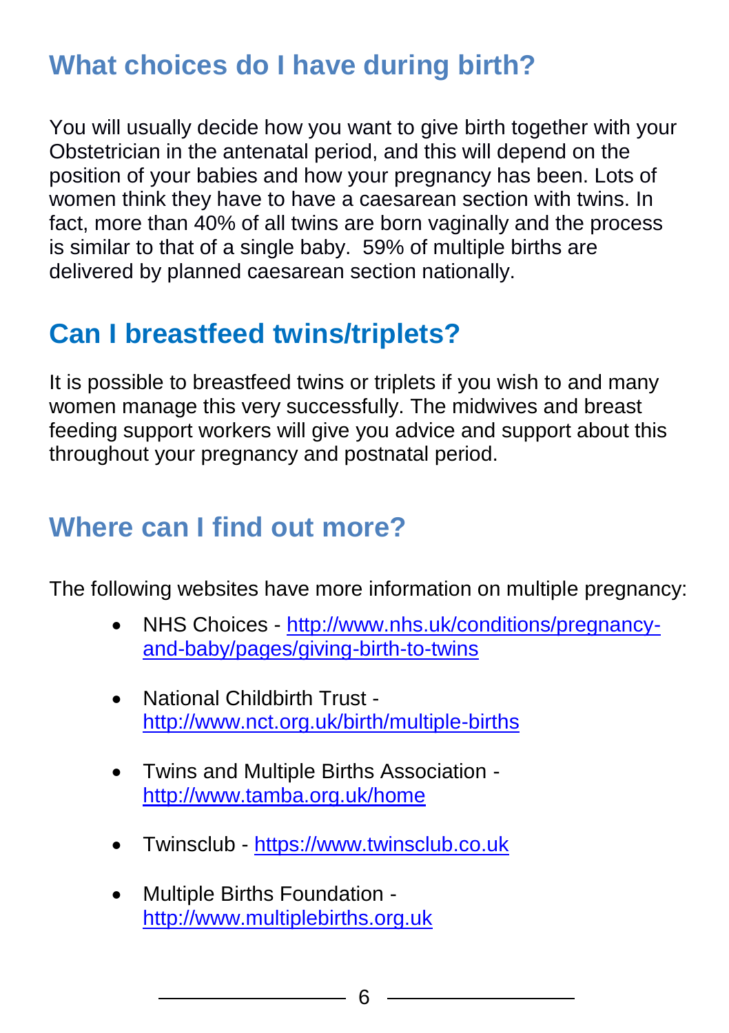## What choices do I have during birth?

You will usually decide how you want to give birth together with your Obstetrician in the antenatal period, and this will depend on the position of your babies and how your pregnancy has been. Lots of women think they have to have a caesarean section with twins. In fact, more than 40% of all twins are born vaginally and the process is similar to that of a single baby. 59% of multiple births are delivered by planned caesarean section nationally.

## Can I breastfeed twins/triplets?

It is possible to breastfeed twins or triplets if you wish to and many women manage this very successfully. The midwives and breast feeding support workers will give you advice and support about this throughout your pregnancy and postnatal period.

## Where can I find out more?

The following websites have more information on multiple pregnancy:

- NHS Choices - [http://www.nhs.uk/conditions/pregnancy-and-baby/pages/giving-birth-to-twins](http://www.nhs.uk/conditions/pregnancy-and-baby/pages/giving-birth-to-twins)
- National Childbirth Trust - [http://www.nct.org.uk/birth/multiple-births](http://www.nct.org.uk/birth/multiple-births)
- Twins and Multiple Births Association - [http://www.tamba.org.uk/home](http://www.tamba.org.uk/home)
- Twinsclub - [https://www.twinsclub.co.uk](https://www.twinsclub.co.uk)
- Multiple Births Foundation - [http://www.multiplebirths.org.uk](http://www.multiplebirths.org.uk)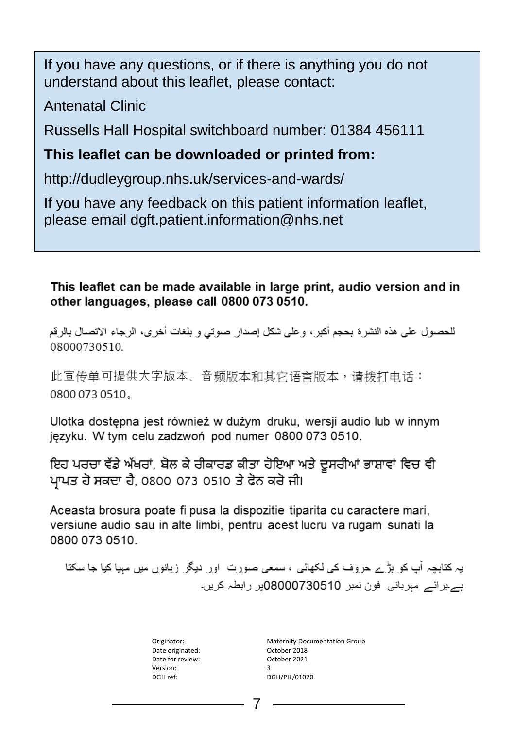If you have any questions, or if there is anything you do not understand about this leaflet, please contact:

Antenatal Clinic

Russells Hall Hospital switchboard number: 01384 456111

**This leaflet can be downloaded or printed from:**

http://dudleygroup.nhs.uk/services-and-wards/

If you have any feedback on this patient information leaflet, please email dgft.patient.information@nhs.net

**This leaflet can be made available in large print, audio version and in other languages, please call 0800 073 0510.**

للحصول على هذه النشرة بحجم أكبر، وعلى شكل إصدار صوتي و بلغات أخرى، الرجاء الاتصال بالرقم 08000730510.

此宣传单可提供大字版本、音频版本和其它语言版本，请拨打电话：0800 073 0510。

Ulotka dostępna jest również w dużym druku, wersji audio lub w innym języku. W tym celu zadzwoń pod numer 0800 073 0510.

ਇਹ ਪਰਚਾ ਵੱਡੇ ਅੱਖਰਾਂ, ਬੋਲ ਕੇ ਰੀਕਾਰਡ ਕੀਤਾ ਹੋਇਆ ਅਤੇ ਦੂਸਰੀਆਂ ਭਾਸ਼ਾਵਾਂ ਵਿਚ ਵੀ ਪ੍ਰਾਪਤ ਹੋ ਸਕਦਾ ਹੈ, 0800 073 0510 ਤੇ ਫੋਨ ਕਰੋ ਜੀ।

Aceasta brosura poate fi pusa la dispozitie tiparita cu caractere mari, versiune audio sau in alte limbi, pentru acest lucru va rugam sunati la 0800 073 0510.

یہ کتابچہ آپ کو بڑے حروف کی لکھائی ، سمعی صورت اور دیگر زبانوں میں مہیا کیا جا سکتا ہےبرائے مہربانی فون نمبر 08000730510پر رابطہ کریں۔

| | |
|---|---|
| Originator: | Maternity Documentation Group |
| Date originated: | October 2018 |
| Date for review: | October 2021 |
| Version: | 3 |
| DGH ref: | DGH/PIL/01020 |